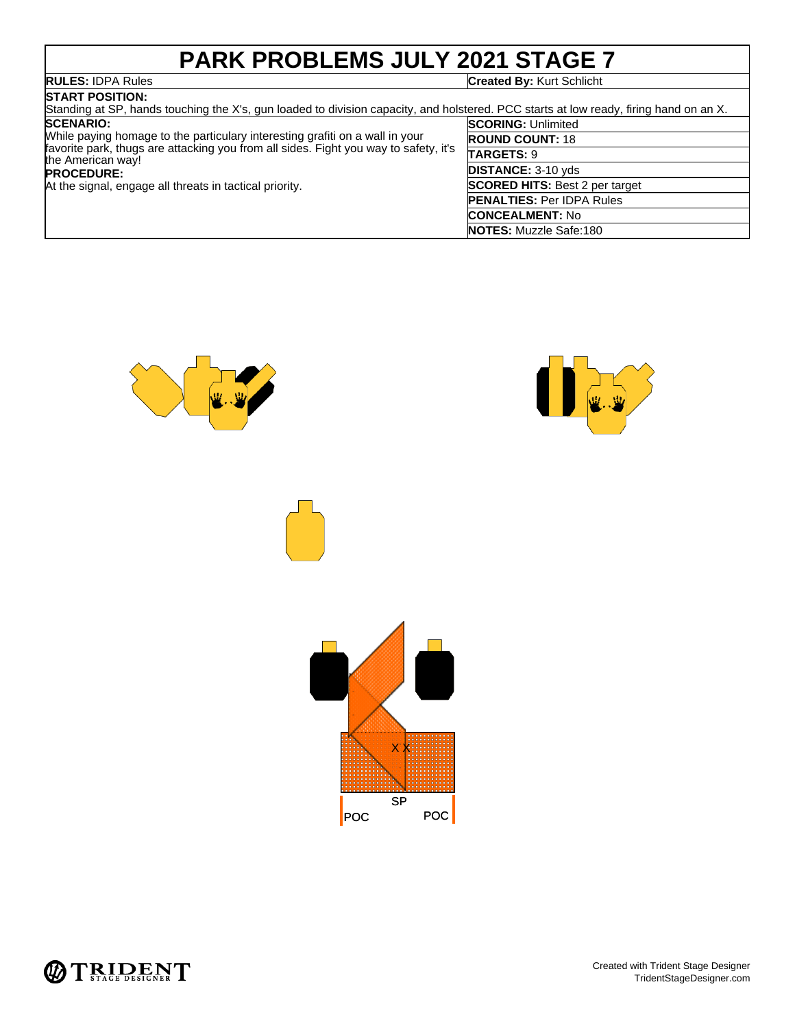# PARK PROBLEMS JULY 2021 STAGE 7

**RULES:** IDPA Rules

**Created By:** Kurt Schlicht

**START POSITION:**
Standing at SP, hands touching the X's, gun loaded to division capacity, and holstered. PCC starts at low ready, firing hand on an X.

**SCENARIO:**
While paying homage to the particulary interesting grafiti on a wall in your favorite park, thugs are attacking you from all sides. Fight you way to safety, it's the American way!

**PROCEDURE:**
At the signal, engage all threats in tactical priority.

| | |
|---|---|
| **SCORING:** Unlimited | |
| **ROUND COUNT:** 18 | |
| **TARGETS:** 9 | |
| **DISTANCE:** 3-10 yds | |
| **SCORED HITS:** Best 2 per target | |
| **PENALTIES:** Per IDPA Rules | |
| **CONCEALMENT:** No | |
| **NOTES:** Muzzle Safe:180 | |

X X

SP

POC POC

Created with Trident Stage Designer
TridentStageDesigner.com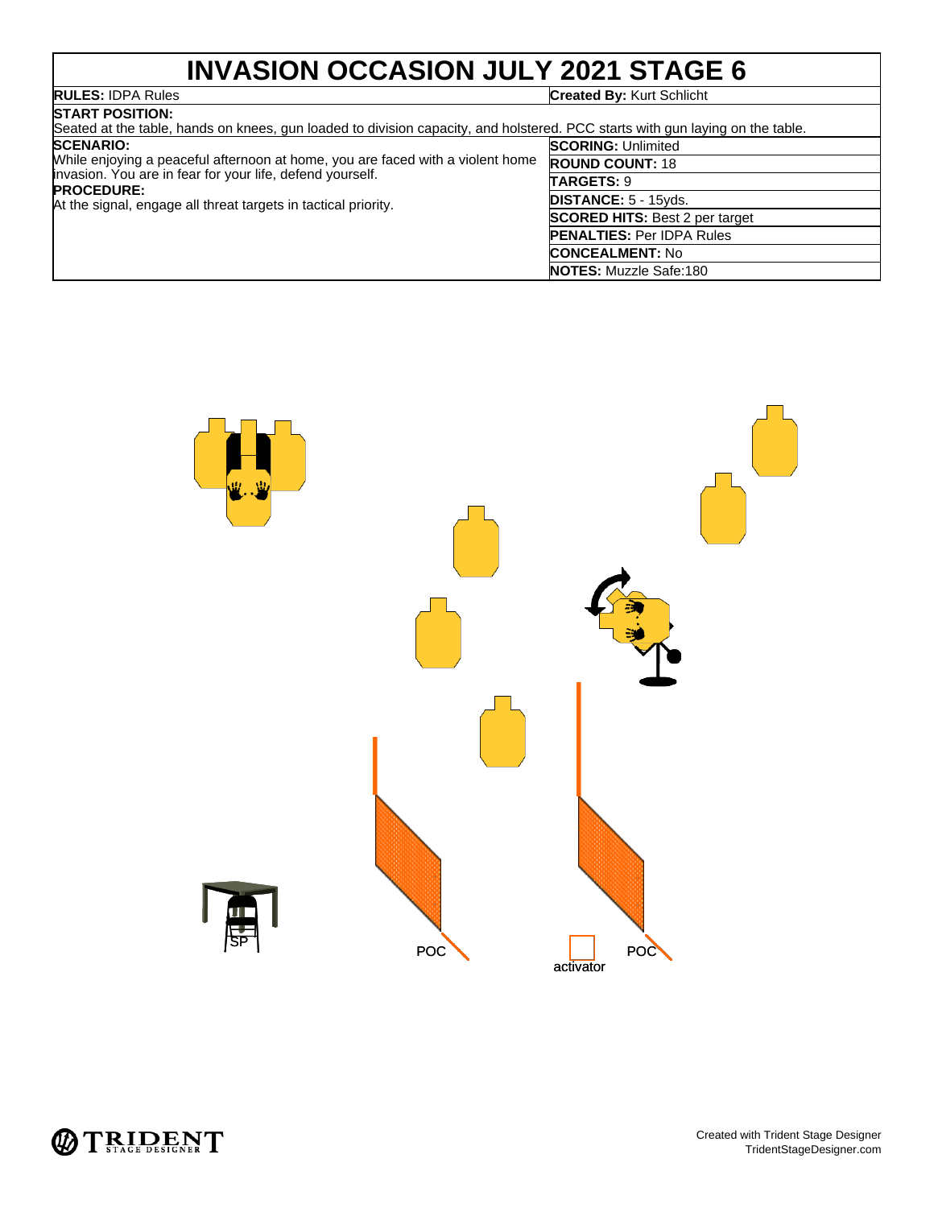# INVASION OCCASION JULY 2021 STAGE 6

| **RULES:** IDPA Rules | **Created By:** Kurt Schlicht |
|---|---|

**START POSITION:**
Seated at the table, hands on knees, gun loaded to division capacity, and holstered. PCC starts with gun laying on the table.

**SCENARIO:**
While enjoying a peaceful afternoon at home, you are faced with a violent home invasion. You are in fear for your life, defend yourself.

**PROCEDURE:**
At the signal, engage all threat targets in tactical priority.

| | |
|---|---|
| **SCORING:** | Unlimited |
| **ROUND COUNT:** | 18 |
| **TARGETS:** | 9 |
| **DISTANCE:** | 5 - 15yds. |
| **SCORED HITS:** | Best 2 per target |
| **PENALTIES:** | Per IDPA Rules |
| **CONCEALMENT:** | No |
| **NOTES:** | Muzzle Safe:180 |

SP

POC

activator

POC

Created with Trident Stage Designer
TridentStageDesigner.com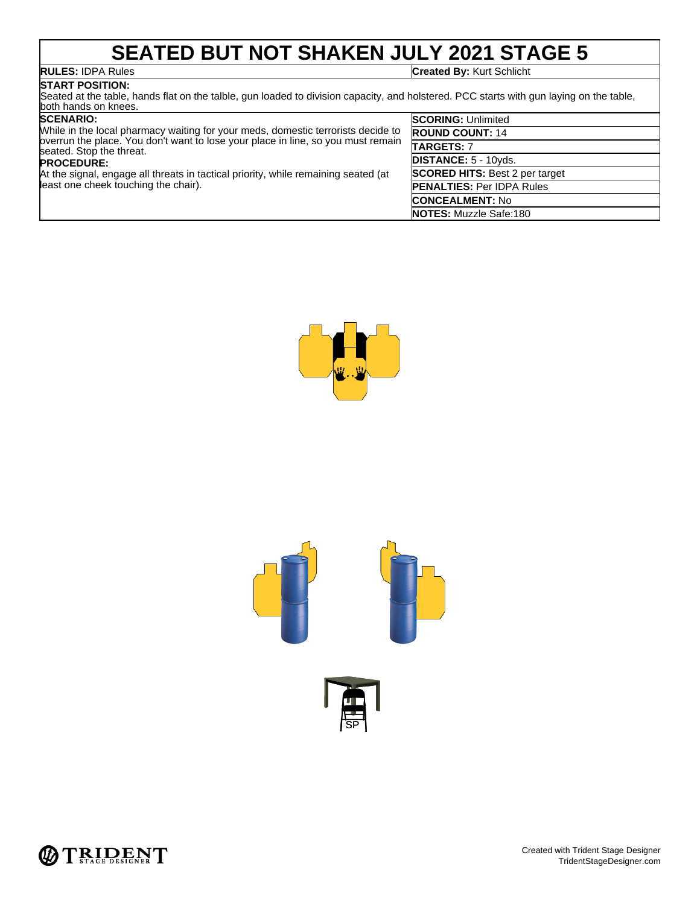# SEATED BUT NOT SHAKEN JULY 2021 STAGE 5

**RULES:** IDPA Rules

**Created By:** Kurt Schlicht

**START POSITION:**
Seated at the table, hands flat on the talble, gun loaded to division capacity, and holstered. PCC starts with gun laying on the table, both hands on knees.

**SCENARIO:**
While in the local pharmacy waiting for your meds, domestic terrorists decide to overrun the place. You don't want to lose your place in line, so you must remain seated. Stop the threat.

**PROCEDURE:**
At the signal, engage all threats in tactical priority, while remaining seated (at least one cheek touching the chair).

**SCORING:** Unlimited

**ROUND COUNT:** 14

**TARGETS:** 7

**DISTANCE:** 5 - 10yds.

**SCORED HITS:** Best 2 per target

**PENALTIES:** Per IDPA Rules

**CONCEALMENT:** No

**NOTES:** Muzzle Safe:180

SP

Created with Trident Stage Designer
TridentStageDesigner.com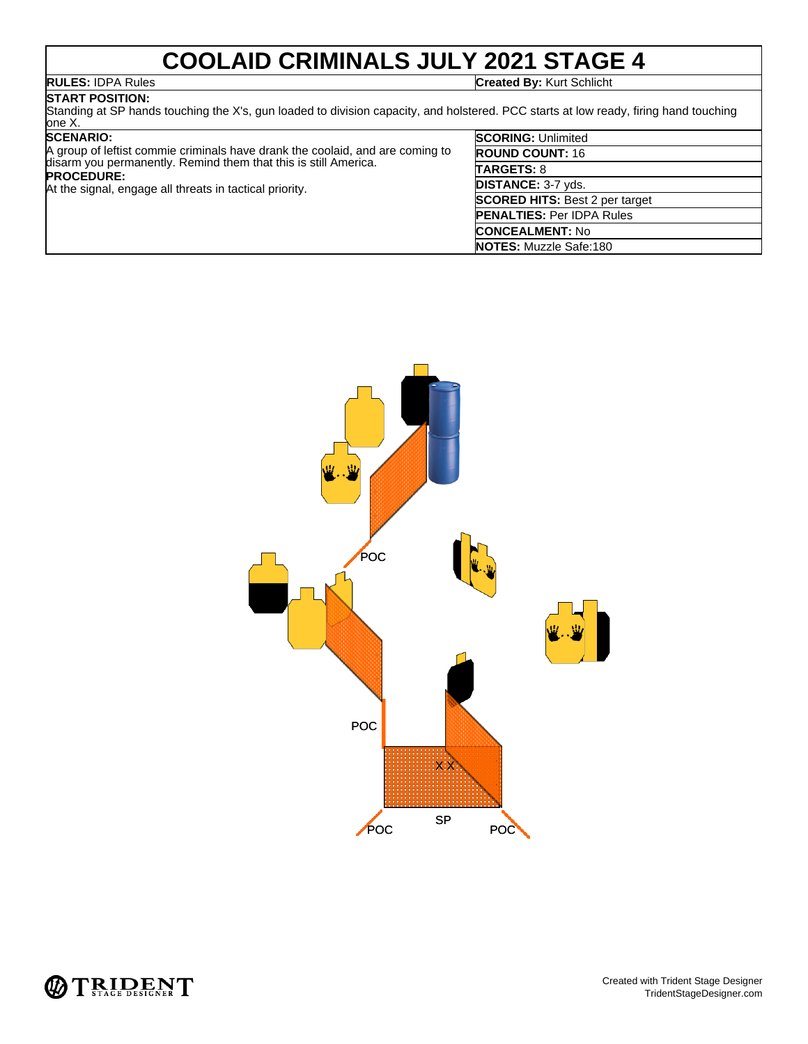# COOLAID CRIMINALS JULY 2021 STAGE 4

**RULES:** IDPA Rules | **Created By:** Kurt Schlicht

**START POSITION:**
Standing at SP hands touching the X's, gun loaded to division capacity, and holstered. PCC starts at low ready, firing hand touching one X.

**SCENARIO:**
A group of leftist commie criminals have drank the coolaid, and are coming to disarm you permanently. Remind them that this is still America.

**PROCEDURE:**
At the signal, engage all threats in tactical priority.

**SCORING:** Unlimited
**ROUND COUNT:** 16
**TARGETS:** 8
**DISTANCE:** 3-7 yds.
**SCORED HITS:** Best 2 per target
**PENALTIES:** Per IDPA Rules
**CONCEALMENT:** No
**NOTES:** Muzzle Safe:180

POC

POC

X X

POC SP POC

Created with Trident Stage Designer
TridentStageDesigner.com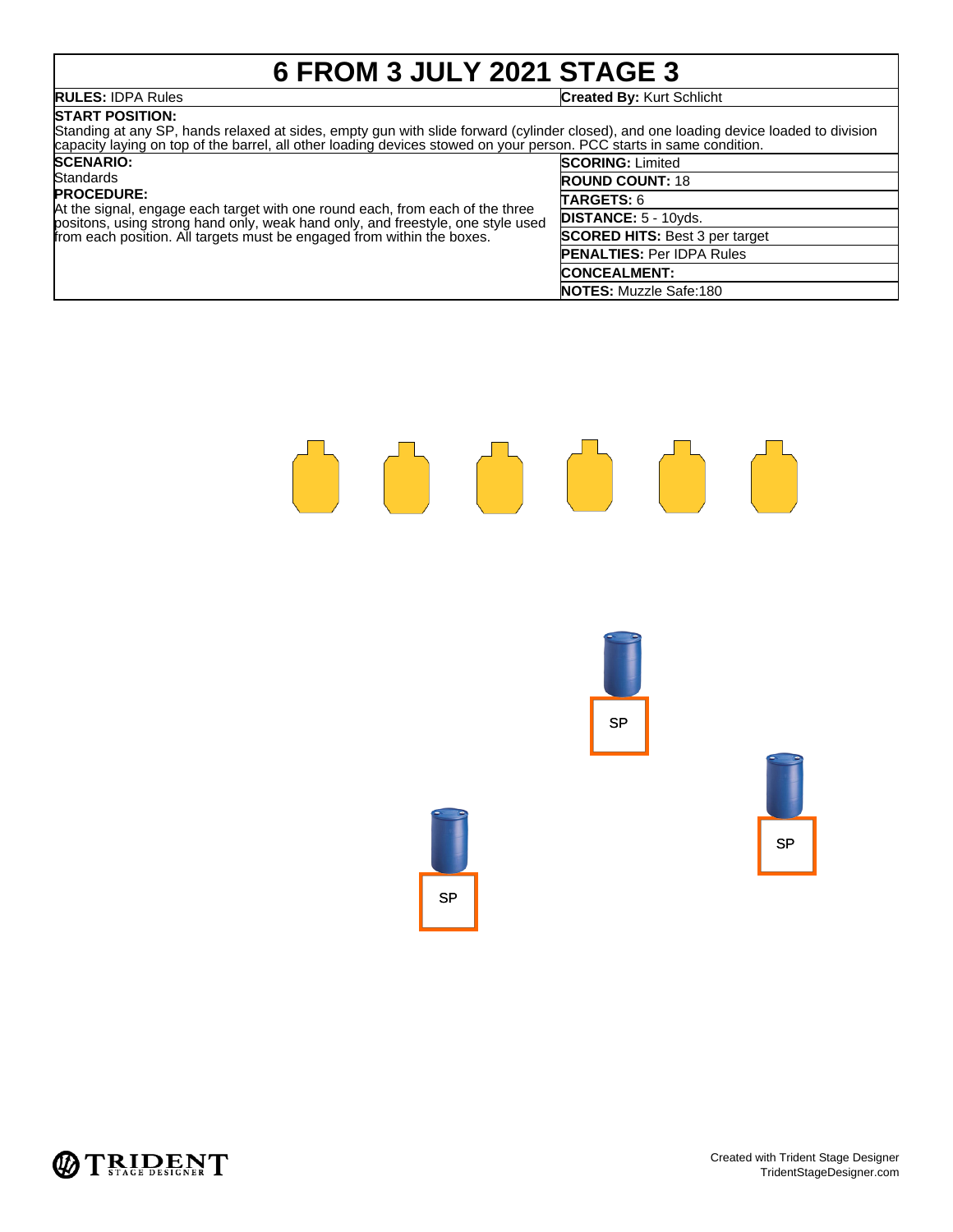# 6 FROM 3 JULY 2021 STAGE 3

**RULES:** IDPA Rules

**Created By:** Kurt Schlicht

**START POSITION:**
Standing at any SP, hands relaxed at sides, empty gun with slide forward (cylinder closed), and one loading device loaded to division capacity laying on top of the barrel, all other loading devices stowed on your person. PCC starts in same condition.

**SCENARIO:**
Standards

**PROCEDURE:**
At the signal, engage each target with one round each, from each of the three positons, using strong hand only, weak hand only, and freestyle, one style used from each position. All targets must be engaged from within the boxes.

**SCORING:** Limited

**ROUND COUNT:** 18

**TARGETS:** 6

**DISTANCE:** 5 - 10yds.

**SCORED HITS:** Best 3 per target

**PENALTIES:** Per IDPA Rules

**CONCEALMENT:**

**NOTES:** Muzzle Safe:180

SP

SP

SP

Created with Trident Stage Designer
TridentStageDesigner.com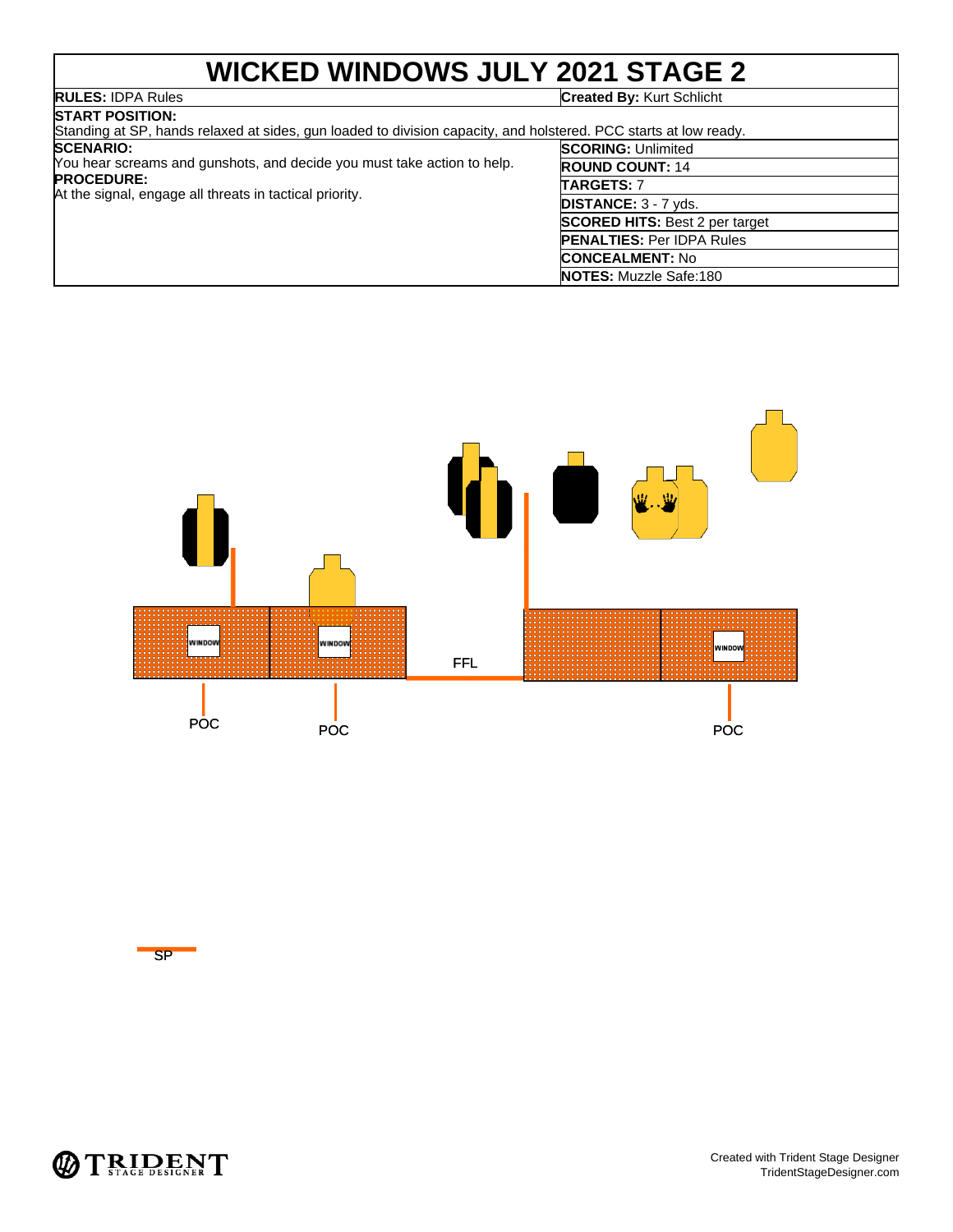# WICKED WINDOWS JULY 2021 STAGE 2

**RULES:** IDPA Rules

**Created By:** Kurt Schlicht

**START POSITION:**
Standing at SP, hands relaxed at sides, gun loaded to division capacity, and holstered. PCC starts at low ready.

**SCENARIO:**
You hear screams and gunshots, and decide you must take action to help.

**PROCEDURE:**
At the signal, engage all threats in tactical priority.

**SCORING:** Unlimited
**ROUND COUNT:** 14
**TARGETS:** 7
**DISTANCE:** 3 - 7 yds.
**SCORED HITS:** Best 2 per target
**PENALTIES:** Per IDPA Rules
**CONCEALMENT:** No
**NOTES:** Muzzle Safe:180

WINDOW WINDOW WINDOW

FFL

POC POC POC

SP

Created with Trident Stage Designer
TridentStageDesigner.com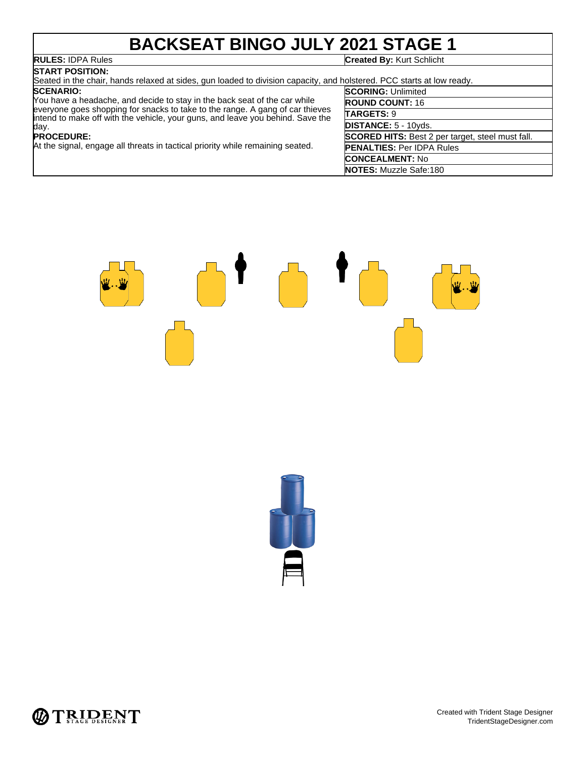# BACKSEAT BINGO JULY 2021 STAGE 1

**RULES:** IDPA Rules

**Created By:** Kurt Schlicht

**START POSITION:**
Seated in the chair, hands relaxed at sides, gun loaded to division capacity, and holstered. PCC starts at low ready.

**SCENARIO:**
You have a headache, and decide to stay in the back seat of the car while everyone goes shopping for snacks to take to the range. A gang of car thieves intend to make off with the vehicle, your guns, and leave you behind. Save the day.

**PROCEDURE:**
At the signal, engage all threats in tactical priority while remaining seated.

**SCORING:** Unlimited

**ROUND COUNT:** 16

**TARGETS:** 9

**DISTANCE:** 5 - 10yds.

**SCORED HITS:** Best 2 per target, steel must fall.

**PENALTIES:** Per IDPA Rules

**CONCEALMENT:** No

**NOTES:** Muzzle Safe:180

Created with Trident Stage Designer
TridentStageDesigner.com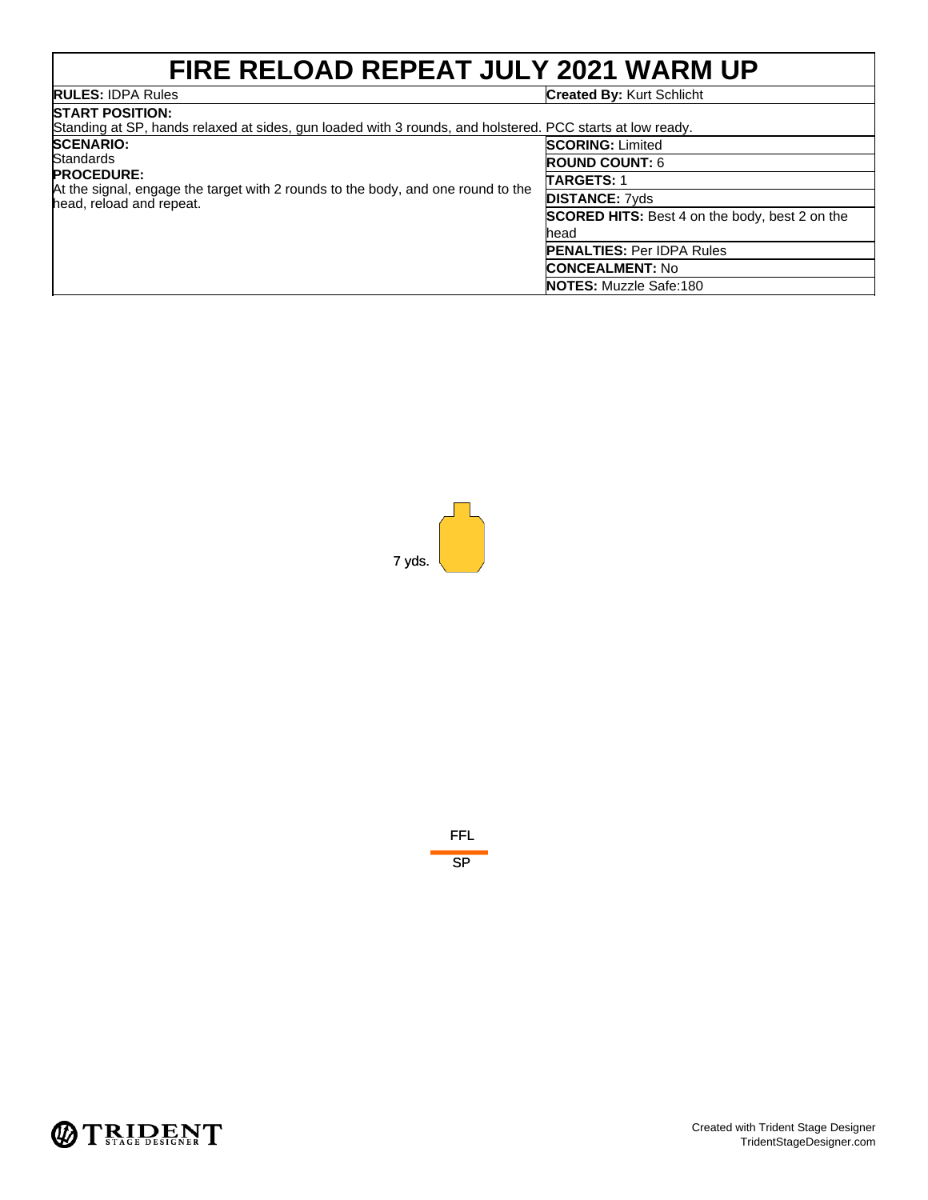# FIRE RELOAD REPEAT JULY 2021 WARM UP

**RULES:** IDPA Rules

**Created By:** Kurt Schlicht

**START POSITION:**
Standing at SP, hands relaxed at sides, gun loaded with 3 rounds, and holstered. PCC starts at low ready.

**SCENARIO:**
Standards

**PROCEDURE:**
At the signal, engage the target with 2 rounds to the body, and one round to the head, reload and repeat.

**SCORING:** Limited

**ROUND COUNT:** 6

**TARGETS:** 1

**DISTANCE:** 7yds

**SCORED HITS:** Best 4 on the body, best 2 on the head

**PENALTIES:** Per IDPA Rules

**CONCEALMENT:** No

**NOTES:** Muzzle Safe:180

7 yds.

FFL

SP

Created with Trident Stage Designer
TridentStageDesigner.com